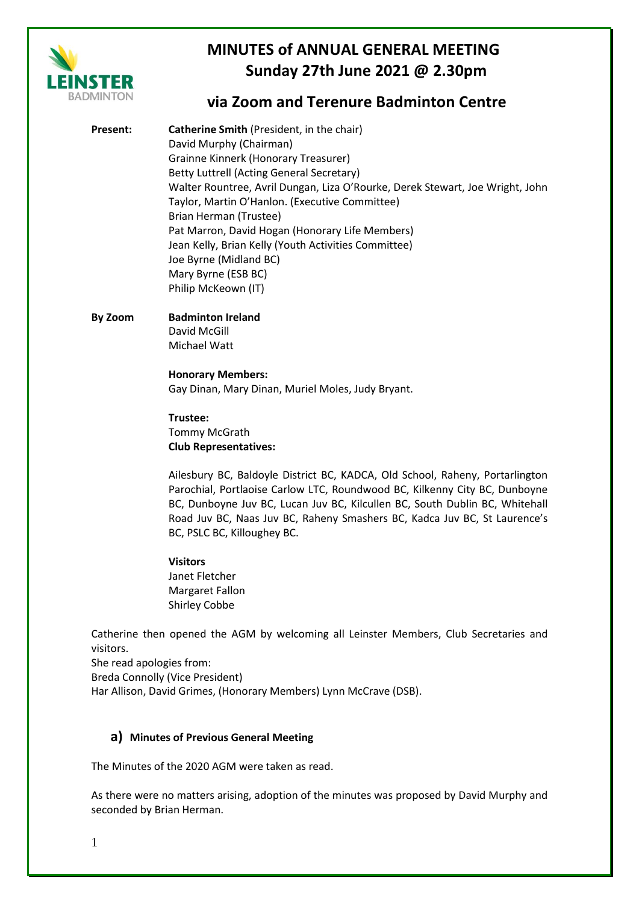# MINUTES of ANNUAL GENERAL MEETING Sunday 27th June 2021 @ 2.30pm

## via Zoom and Terenure Badminton Centre

**Present:**

**Catherine Smith** (President, in the chair)
David Murphy (Chairman)
Grainne Kinnerk (Honorary Treasurer)
Betty Luttrell (Acting General Secretary)
Walter Rountree, Avril Dungan, Liza O'Rourke, Derek Stewart, Joe Wright, John Taylor, Martin O'Hanlon. (Executive Committee)
Brian Herman (Trustee)
Pat Marron, David Hogan (Honorary Life Members)
Jean Kelly, Brian Kelly (Youth Activities Committee)
Joe Byrne (Midland BC)
Mary Byrne (ESB BC)
Philip McKeown (IT)

**By Zoom**

**Badminton Ireland**
David McGill
Michael Watt

**Honorary Members:**
Gay Dinan, Mary Dinan, Muriel Moles, Judy Bryant.

**Trustee:**
Tommy McGrath

**Club Representatives:**

Ailesbury BC, Baldoyle District BC, KADCA, Old School, Raheny, Portarlington Parochial, Portlaoise Carlow LTC, Roundwood BC, Kilkenny City BC, Dunboyne BC, Dunboyne Juv BC, Lucan Juv BC, Kilcullen BC, South Dublin BC, Whitehall Road Juv BC, Naas Juv BC, Raheny Smashers BC, Kadca Juv BC, St Laurence's BC, PSLC BC, Killoughey BC.

**Visitors**
Janet Fletcher
Margaret Fallon
Shirley Cobbe

Catherine then opened the AGM by welcoming all Leinster Members, Club Secretaries and visitors.
She read apologies from:
Breda Connolly (Vice President)
Har Allison, David Grimes, (Honorary Members) Lynn McCrave (DSB).

### a) Minutes of Previous General Meeting

The Minutes of the 2020 AGM were taken as read.

As there were no matters arising, adoption of the minutes was proposed by David Murphy and seconded by Brian Herman.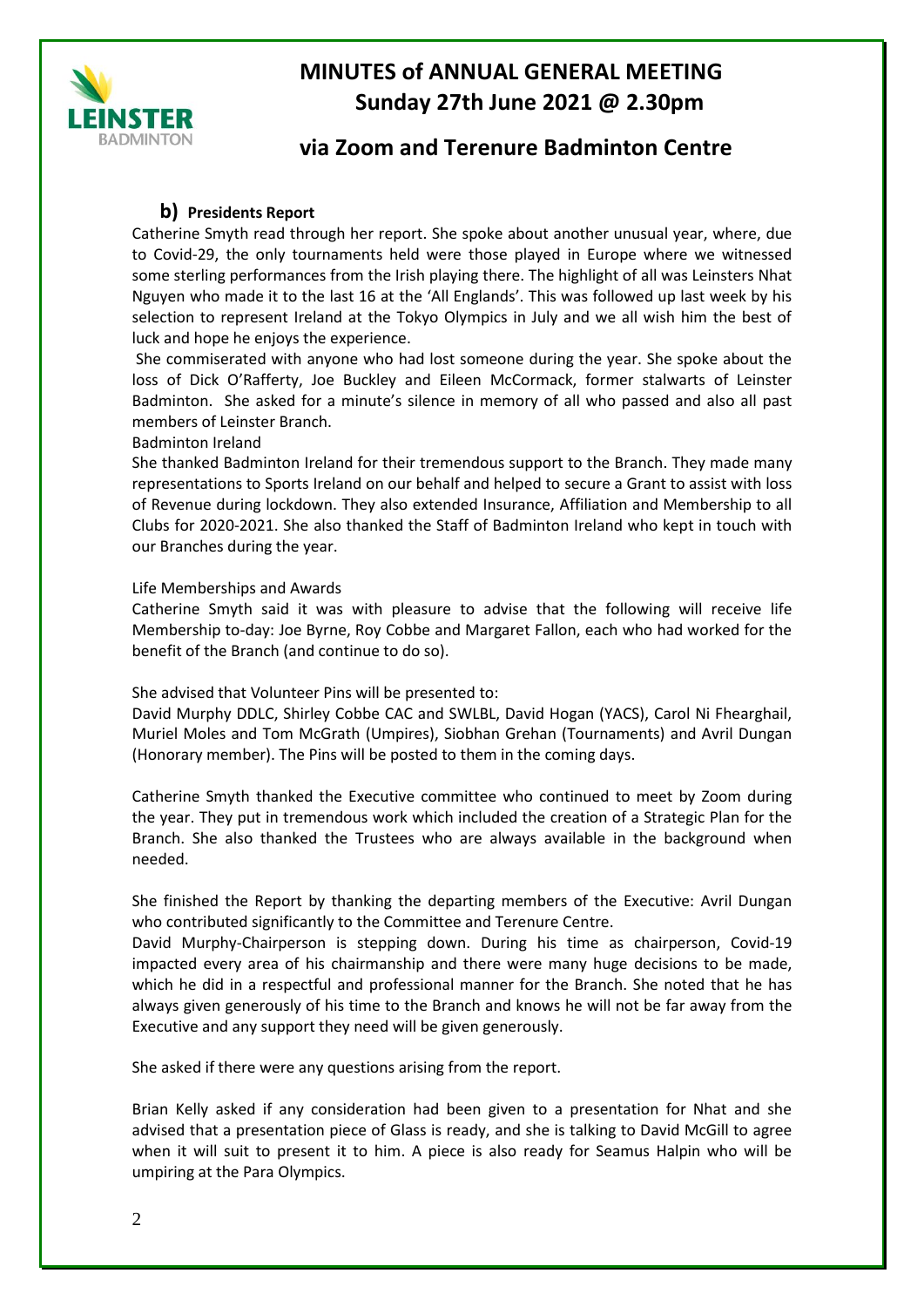# MINUTES of ANNUAL GENERAL MEETING
## Sunday 27th June 2021 @ 2.30pm

## via Zoom and Terenure Badminton Centre

### b) Presidents Report

Catherine Smyth read through her report. She spoke about another unusual year, where, due to Covid-29, the only tournaments held were those played in Europe where we witnessed some sterling performances from the Irish playing there. The highlight of all was Leinsters Nhat Nguyen who made it to the last 16 at the 'All Englands'. This was followed up last week by his selection to represent Ireland at the Tokyo Olympics in July and we all wish him the best of luck and hope he enjoys the experience.

She commiserated with anyone who had lost someone during the year. She spoke about the loss of Dick O'Rafferty, Joe Buckley and Eileen McCormack, former stalwarts of Leinster Badminton. She asked for a minute's silence in memory of all who passed and also all past members of Leinster Branch.

Badminton Ireland

She thanked Badminton Ireland for their tremendous support to the Branch. They made many representations to Sports Ireland on our behalf and helped to secure a Grant to assist with loss of Revenue during lockdown. They also extended Insurance, Affiliation and Membership to all Clubs for 2020-2021. She also thanked the Staff of Badminton Ireland who kept in touch with our Branches during the year.

Life Memberships and Awards

Catherine Smyth said it was with pleasure to advise that the following will receive life Membership to-day: Joe Byrne, Roy Cobbe and Margaret Fallon, each who had worked for the benefit of the Branch (and continue to do so).

She advised that Volunteer Pins will be presented to:
David Murphy DDLC, Shirley Cobbe CAC and SWLBL, David Hogan (YACS), Carol Ni Fhearghail, Muriel Moles and Tom McGrath (Umpires), Siobhan Grehan (Tournaments) and Avril Dungan (Honorary member). The Pins will be posted to them in the coming days.

Catherine Smyth thanked the Executive committee who continued to meet by Zoom during the year. They put in tremendous work which included the creation of a Strategic Plan for the Branch. She also thanked the Trustees who are always available in the background when needed.

She finished the Report by thanking the departing members of the Executive: Avril Dungan who contributed significantly to the Committee and Terenure Centre.
David Murphy-Chairperson is stepping down. During his time as chairperson, Covid-19 impacted every area of his chairmanship and there were many huge decisions to be made, which he did in a respectful and professional manner for the Branch. She noted that he has always given generously of his time to the Branch and knows he will not be far away from the Executive and any support they need will be given generously.

She asked if there were any questions arising from the report.

Brian Kelly asked if any consideration had been given to a presentation for Nhat and she advised that a presentation piece of Glass is ready, and she is talking to David McGill to agree when it will suit to present it to him. A piece is also ready for Seamus Halpin who will be umpiring at the Para Olympics.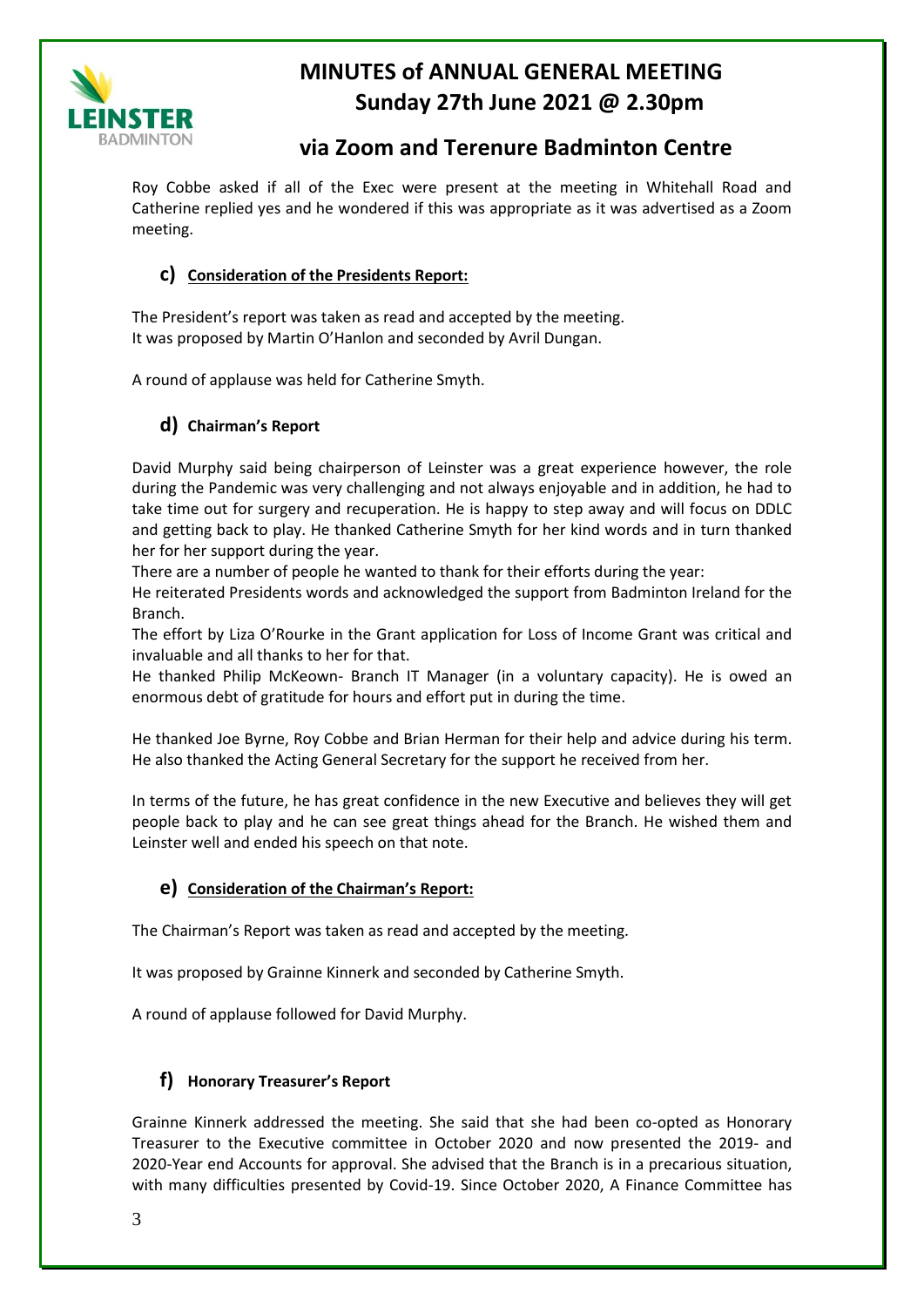# MINUTES of ANNUAL GENERAL MEETING
# Sunday 27th June 2021 @ 2.30pm

## via Zoom and Terenure Badminton Centre

Roy Cobbe asked if all of the Exec were present at the meeting in Whitehall Road and Catherine replied yes and he wondered if this was appropriate as it was advertised as a Zoom meeting.

### c) Consideration of the Presidents Report:

The President's report was taken as read and accepted by the meeting.
It was proposed by Martin O'Hanlon and seconded by Avril Dungan.

A round of applause was held for Catherine Smyth.

### d) Chairman's Report

David Murphy said being chairperson of Leinster was a great experience however, the role during the Pandemic was very challenging and not always enjoyable and in addition, he had to take time out for surgery and recuperation. He is happy to step away and will focus on DDLC and getting back to play. He thanked Catherine Smyth for her kind words and in turn thanked her for her support during the year.
There are a number of people he wanted to thank for their efforts during the year:
He reiterated Presidents words and acknowledged the support from Badminton Ireland for the Branch.
The effort by Liza O'Rourke in the Grant application for Loss of Income Grant was critical and invaluable and all thanks to her for that.
He thanked Philip McKeown- Branch IT Manager (in a voluntary capacity). He is owed an enormous debt of gratitude for hours and effort put in during the time.

He thanked Joe Byrne, Roy Cobbe and Brian Herman for their help and advice during his term. He also thanked the Acting General Secretary for the support he received from her.

In terms of the future, he has great confidence in the new Executive and believes they will get people back to play and he can see great things ahead for the Branch. He wished them and Leinster well and ended his speech on that note.

### e) Consideration of the Chairman's Report:

The Chairman's Report was taken as read and accepted by the meeting.

It was proposed by Grainne Kinnerk and seconded by Catherine Smyth.

A round of applause followed for David Murphy.

### f) Honorary Treasurer's Report

Grainne Kinnerk addressed the meeting. She said that she had been co-opted as Honorary Treasurer to the Executive committee in October 2020 and now presented the 2019- and 2020-Year end Accounts for approval. She advised that the Branch is in a precarious situation, with many difficulties presented by Covid-19. Since October 2020, A Finance Committee has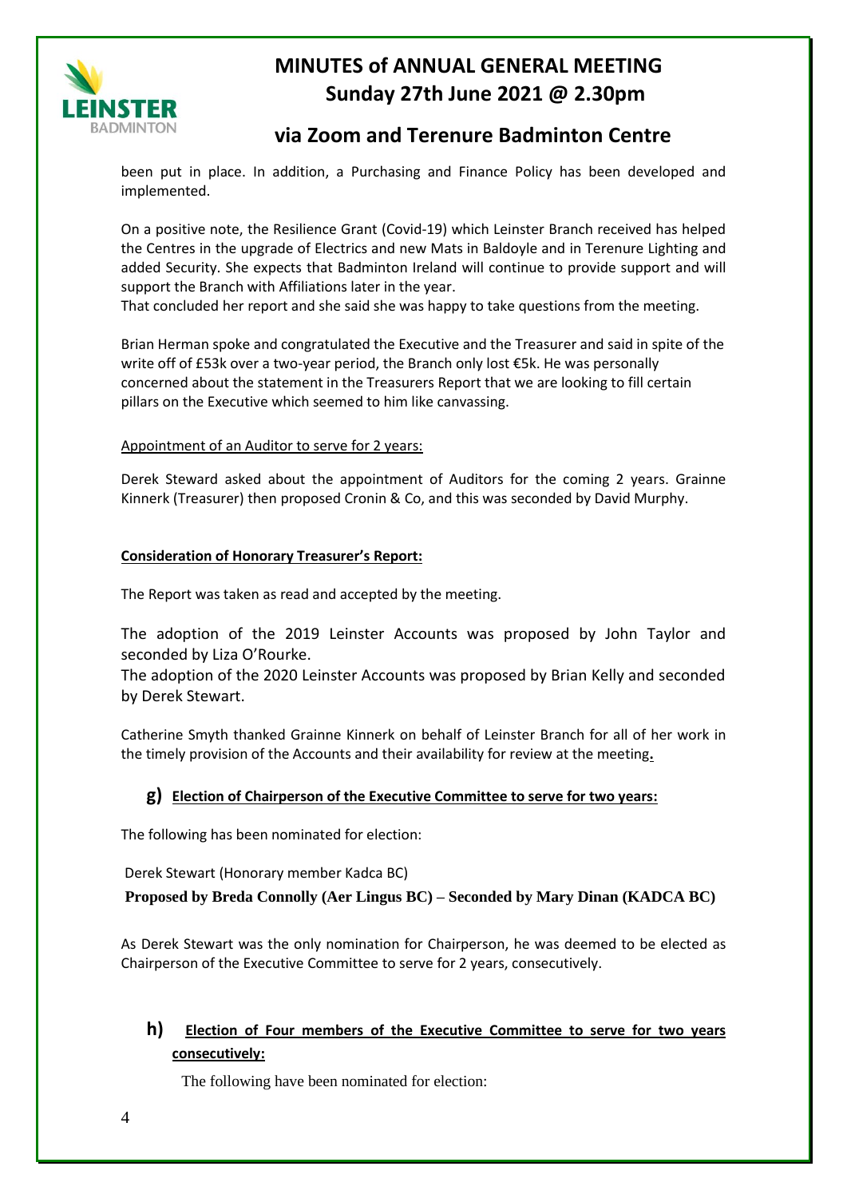been put in place. In addition, a Purchasing and Finance Policy has been developed and implemented.

On a positive note, the Resilience Grant (Covid-19) which Leinster Branch received has helped the Centres in the upgrade of Electrics and new Mats in Baldoyle and in Terenure Lighting and added Security. She expects that Badminton Ireland will continue to provide support and will support the Branch with Affiliations later in the year.
That concluded her report and she said she was happy to take questions from the meeting.

Brian Herman spoke and congratulated the Executive and the Treasurer and said in spite of the write off of £53k over a two-year period, the Branch only lost €5k. He was personally concerned about the statement in the Treasurers Report that we are looking to fill certain pillars on the Executive which seemed to him like canvassing.

Appointment of an Auditor to serve for 2 years:

Derek Steward asked about the appointment of Auditors for the coming 2 years. Grainne Kinnerk (Treasurer) then proposed Cronin & Co, and this was seconded by David Murphy.

**Consideration of Honorary Treasurer's Report:**

The Report was taken as read and accepted by the meeting.

The adoption of the 2019 Leinster Accounts was proposed by John Taylor and seconded by Liza O'Rourke.
The adoption of the 2020 Leinster Accounts was proposed by Brian Kelly and seconded by Derek Stewart.

Catherine Smyth thanked Grainne Kinnerk on behalf of Leinster Branch for all of her work in the timely provision of the Accounts and their availability for review at the meeting.

## g) Election of Chairperson of the Executive Committee to serve for two years:

The following has been nominated for election:

Derek Stewart (Honorary member Kadca BC)

**Proposed by Breda Connolly (Aer Lingus BC) – Seconded by Mary Dinan (KADCA BC)**

As Derek Stewart was the only nomination for Chairperson, he was deemed to be elected as Chairperson of the Executive Committee to serve for 2 years, consecutively.

## h) Election of Four members of the Executive Committee to serve for two years consecutively:

The following have been nominated for election: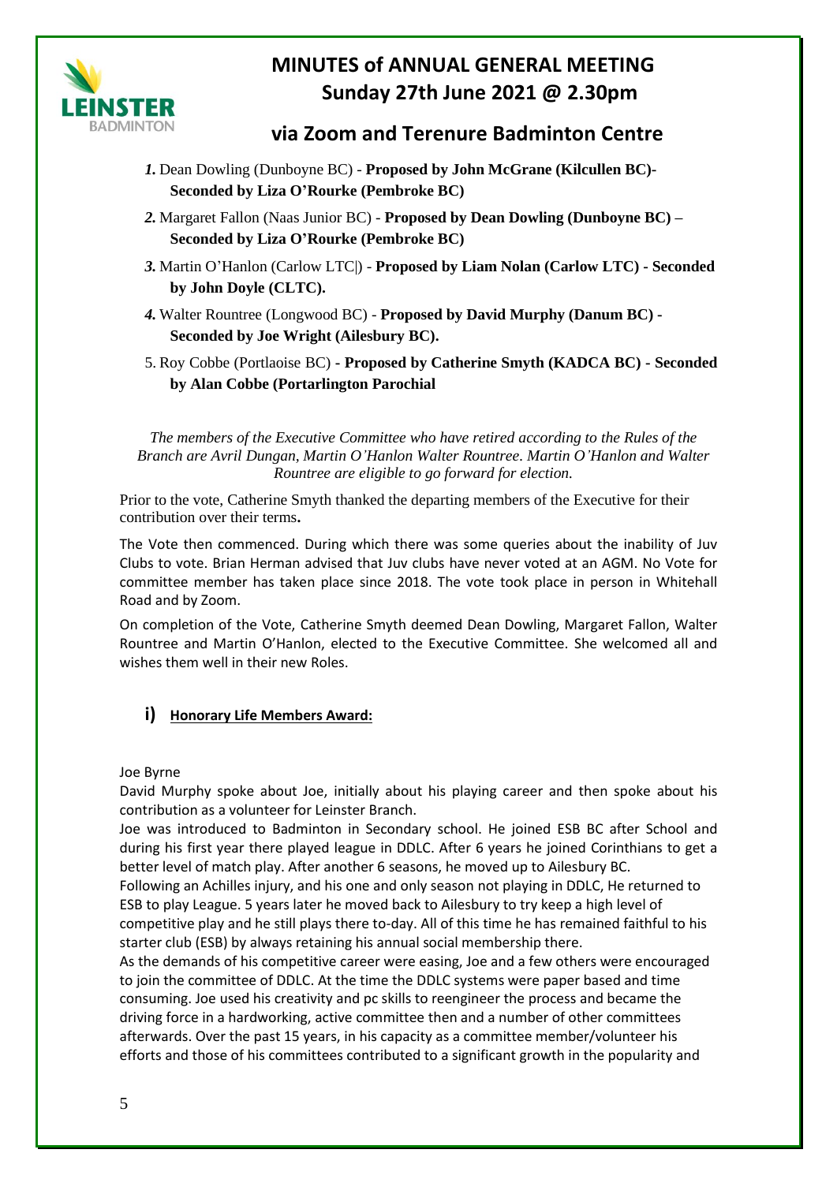# MINUTES of ANNUAL GENERAL MEETING
## Sunday 27th June 2021 @ 2.30pm

## via Zoom and Terenure Badminton Centre

1. Dean Dowling (Dunboyne BC) - **Proposed by John McGrane (Kilcullen BC)- Seconded by Liza O'Rourke (Pembroke BC)**
2. Margaret Fallon (Naas Junior BC) - **Proposed by Dean Dowling (Dunboyne BC) – Seconded by Liza O'Rourke (Pembroke BC)**
3. Martin O'Hanlon (Carlow LTC|) - **Proposed by Liam Nolan (Carlow LTC) - Seconded by John Doyle (CLTC).**
4. Walter Rountree (Longwood BC) - **Proposed by David Murphy (Danum BC) - Seconded by Joe Wright (Ailesbury BC).**
5. Roy Cobbe (Portlaoise BC) - **Proposed by Catherine Smyth (KADCA BC) - Seconded by Alan Cobbe (Portarlington Parochial**

*The members of the Executive Committee who have retired according to the Rules of the Branch are Avril Dungan, Martin O'Hanlon Walter Rountree. Martin O'Hanlon and Walter Rountree are eligible to go forward for election.*

Prior to the vote, Catherine Smyth thanked the departing members of the Executive for their contribution over their terms**.**

The Vote then commenced. During which there was some queries about the inability of Juv Clubs to vote. Brian Herman advised that Juv clubs have never voted at an AGM. No Vote for committee member has taken place since 2018. The vote took place in person in Whitehall Road and by Zoom.

On completion of the Vote, Catherine Smyth deemed Dean Dowling, Margaret Fallon, Walter Rountree and Martin O'Hanlon, elected to the Executive Committee. She welcomed all and wishes them well in their new Roles.

### i) Honorary Life Members Award:

Joe Byrne

David Murphy spoke about Joe, initially about his playing career and then spoke about his contribution as a volunteer for Leinster Branch.

Joe was introduced to Badminton in Secondary school. He joined ESB BC after School and during his first year there played league in DDLC. After 6 years he joined Corinthians to get a better level of match play. After another 6 seasons, he moved up to Ailesbury BC.

Following an Achilles injury, and his one and only season not playing in DDLC, He returned to ESB to play League. 5 years later he moved back to Ailesbury to try keep a high level of competitive play and he still plays there to-day. All of this time he has remained faithful to his starter club (ESB) by always retaining his annual social membership there.

As the demands of his competitive career were easing, Joe and a few others were encouraged to join the committee of DDLC. At the time the DDLC systems were paper based and time consuming. Joe used his creativity and pc skills to reengineer the process and became the driving force in a hardworking, active committee then and a number of other committees afterwards. Over the past 15 years, in his capacity as a committee member/volunteer his efforts and those of his committees contributed to a significant growth in the popularity and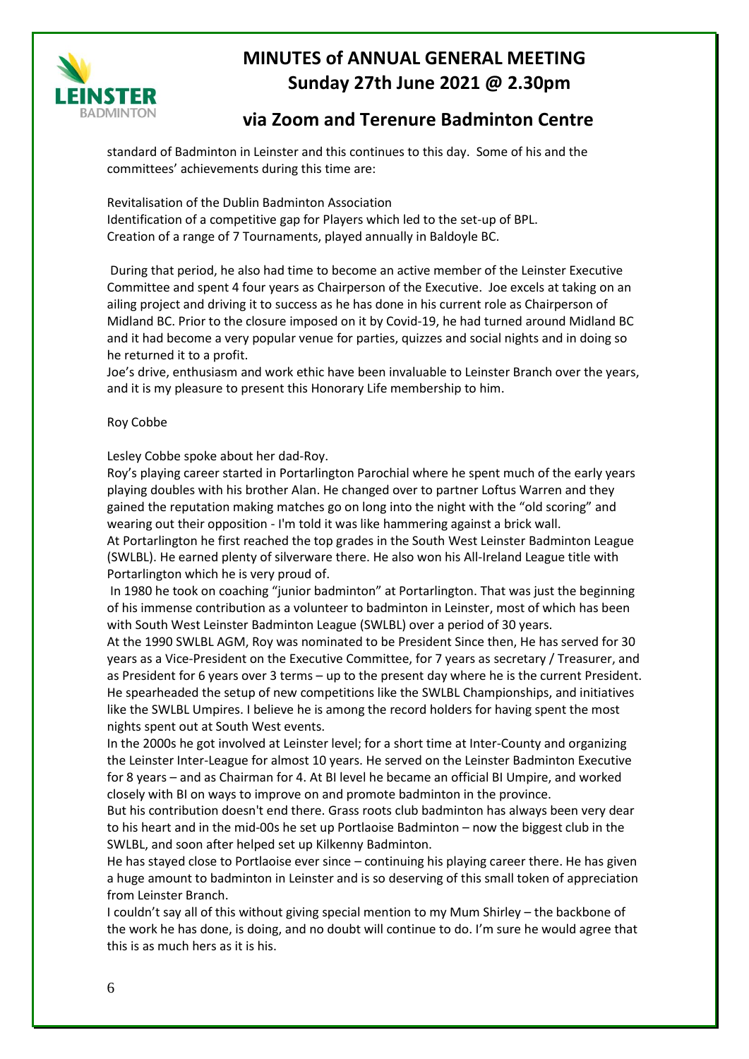standard of Badminton in Leinster and this continues to this day. Some of his and the committees' achievements during this time are:

Revitalisation of the Dublin Badminton Association
Identification of a competitive gap for Players which led to the set-up of BPL.
Creation of a range of 7 Tournaments, played annually in Baldoyle BC.

During that period, he also had time to become an active member of the Leinster Executive Committee and spent 4 four years as Chairperson of the Executive. Joe excels at taking on an ailing project and driving it to success as he has done in his current role as Chairperson of Midland BC. Prior to the closure imposed on it by Covid-19, he had turned around Midland BC and it had become a very popular venue for parties, quizzes and social nights and in doing so he returned it to a profit.
Joe's drive, enthusiasm and work ethic have been invaluable to Leinster Branch over the years, and it is my pleasure to present this Honorary Life membership to him.

Roy Cobbe

Lesley Cobbe spoke about her dad-Roy.
Roy's playing career started in Portarlington Parochial where he spent much of the early years playing doubles with his brother Alan. He changed over to partner Loftus Warren and they gained the reputation making matches go on long into the night with the "old scoring" and wearing out their opposition - I'm told it was like hammering against a brick wall.
At Portarlington he first reached the top grades in the South West Leinster Badminton League (SWLBL). He earned plenty of silverware there. He also won his All-Ireland League title with Portarlington which he is very proud of.
In 1980 he took on coaching "junior badminton" at Portarlington. That was just the beginning of his immense contribution as a volunteer to badminton in Leinster, most of which has been with South West Leinster Badminton League (SWLBL) over a period of 30 years.
At the 1990 SWLBL AGM, Roy was nominated to be President Since then, He has served for 30 years as a Vice-President on the Executive Committee, for 7 years as secretary / Treasurer, and as President for 6 years over 3 terms – up to the present day where he is the current President. He spearheaded the setup of new competitions like the SWLBL Championships, and initiatives like the SWLBL Umpires. I believe he is among the record holders for having spent the most nights spent out at South West events.
In the 2000s he got involved at Leinster level; for a short time at Inter-County and organizing the Leinster Inter-League for almost 10 years. He served on the Leinster Badminton Executive for 8 years – and as Chairman for 4. At BI level he became an official BI Umpire, and worked closely with BI on ways to improve on and promote badminton in the province.
But his contribution doesn't end there. Grass roots club badminton has always been very dear to his heart and in the mid-00s he set up Portlaoise Badminton – now the biggest club in the SWLBL, and soon after helped set up Kilkenny Badminton.
He has stayed close to Portlaoise ever since – continuing his playing career there. He has given a huge amount to badminton in Leinster and is so deserving of this small token of appreciation from Leinster Branch.
I couldn't say all of this without giving special mention to my Mum Shirley – the backbone of the work he has done, is doing, and no doubt will continue to do. I'm sure he would agree that this is as much hers as it is his.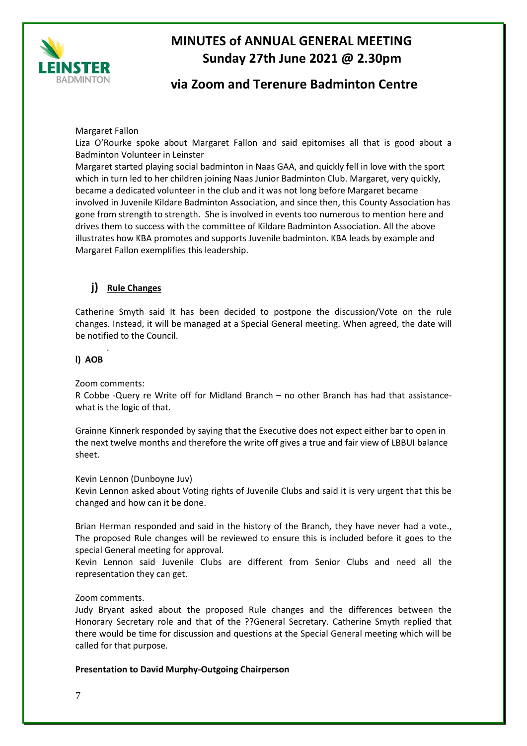Margaret Fallon

Liza O'Rourke spoke about Margaret Fallon and said epitomises all that is good about a Badminton Volunteer in Leinster

Margaret started playing social badminton in Naas GAA, and quickly fell in love with the sport which in turn led to her children joining Naas Junior Badminton Club. Margaret, very quickly, became a dedicated volunteer in the club and it was not long before Margaret became involved in Juvenile Kildare Badminton Association, and since then, this County Association has gone from strength to strength. She is involved in events too numerous to mention here and drives them to success with the committee of Kildare Badminton Association. All the above illustrates how KBA promotes and supports Juvenile badminton. KBA leads by example and Margaret Fallon exemplifies this leadership.

## j) Rule Changes

Catherine Smyth said It has been decided to postpone the discussion/Vote on the rule changes. Instead, it will be managed at a Special General meeting. When agreed, the date will be notified to the Council.

## l) AOB

Zoom comments:

R Cobbe -Query re Write off for Midland Branch – no other Branch has had that assistance- what is the logic of that.

Grainne Kinnerk responded by saying that the Executive does not expect either bar to open in the next twelve months and therefore the write off gives a true and fair view of LBBUI balance sheet.

Kevin Lennon (Dunboyne Juv)

Kevin Lennon asked about Voting rights of Juvenile Clubs and said it is very urgent that this be changed and how can it be done.

Brian Herman responded and said in the history of the Branch, they have never had a vote., The proposed Rule changes will be reviewed to ensure this is included before it goes to the special General meeting for approval.

Kevin Lennon said Juvenile Clubs are different from Senior Clubs and need all the representation they can get.

Zoom comments.

Judy Bryant asked about the proposed Rule changes and the differences between the Honorary Secretary role and that of the ??General Secretary. Catherine Smyth replied that there would be time for discussion and questions at the Special General meeting which will be called for that purpose.

**Presentation to David Murphy-Outgoing Chairperson**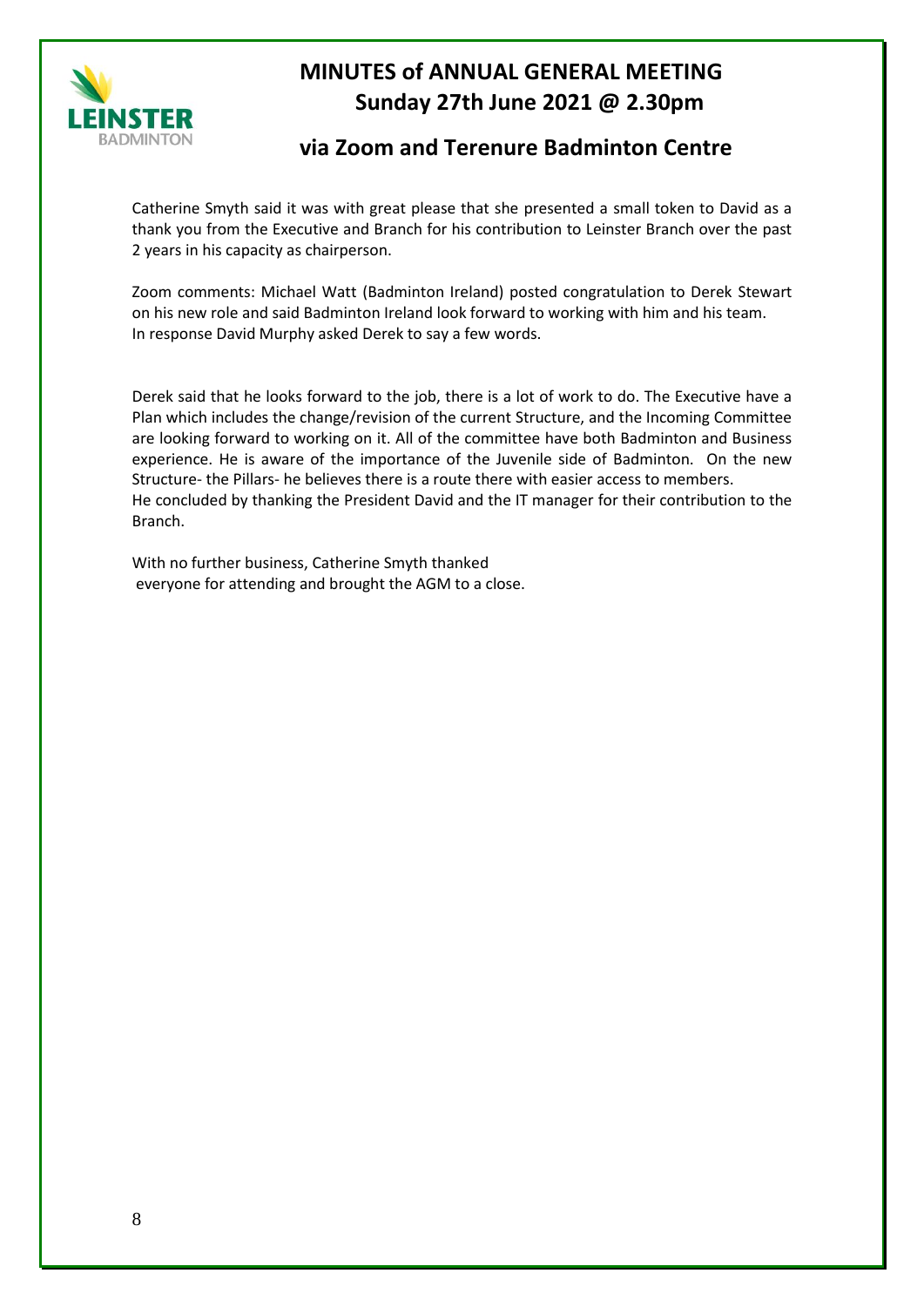# MINUTES of ANNUAL GENERAL MEETING
## Sunday 27th June 2021 @ 2.30pm

## via Zoom and Terenure Badminton Centre

Catherine Smyth said it was with great please that she presented a small token to David as a thank you from the Executive and Branch for his contribution to Leinster Branch over the past 2 years in his capacity as chairperson.

Zoom comments: Michael Watt (Badminton Ireland) posted congratulation to Derek Stewart on his new role and said Badminton Ireland look forward to working with him and his team. In response David Murphy asked Derek to say a few words.

Derek said that he looks forward to the job, there is a lot of work to do. The Executive have a Plan which includes the change/revision of the current Structure, and the Incoming Committee are looking forward to working on it. All of the committee have both Badminton and Business experience. He is aware of the importance of the Juvenile side of Badminton. On the new Structure- the Pillars- he believes there is a route there with easier access to members. He concluded by thanking the President David and the IT manager for their contribution to the Branch.

With no further business, Catherine Smyth thanked everyone for attending and brought the AGM to a close.